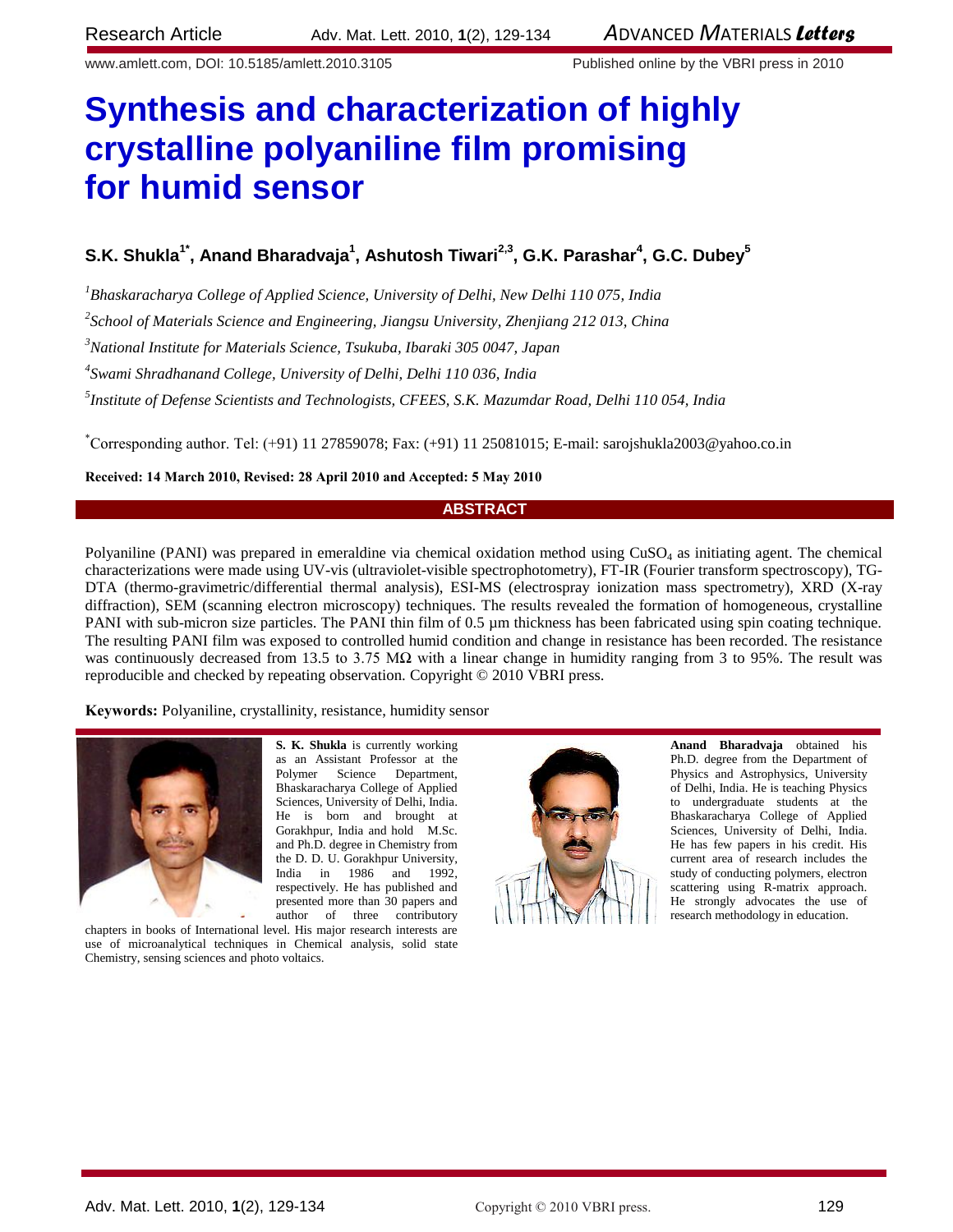Research Article

www.amlett.com, DOI: 10.5185/amlett.2010.3105 Published online by the VBRI press in 2010

# Synthesis and characterization of highly crystalline polyaniline film promising for humid sensor

**S.K. Shukla[1*], Anand Bharadvaja[1], Ashutosh Tiwari[2,3], G.K. Parashar[4], G.C. Dubey[5]**

[1] *Bhaskaracharya College of Applied Science, University of Delhi, New Delhi 110 075, India*

[2] *School of Materials Science and Engineering, Jiangsu University, Zhenjiang 212 013, China*

[3] *National Institute for Materials Science, Tsukuba, Ibaraki 305 0047, Japan*

[4] *Swami Shradhanand College, University of Delhi, Delhi 110 036, India*

[5] *Institute of Defense Scientists and Technologists, CFEES, S.K. Mazumdar Road, Delhi 110 054, India*

[*] Corresponding author. Tel: (+91) 11 27859078; Fax: (+91) 11 25081015; E-mail: sarojshukla2003@yahoo.co.in

**Received: 14 March 2010, Revised: 28 April 2010 and Accepted: 5 May 2010**

## ABSTRACT

Polyaniline (PANI) was prepared in emeraldine via chemical oxidation method using $CuSO_4$ as initiating agent. The chemical characterizations were made using UV-vis (ultraviolet-visible spectrophotometry), FT-IR (Fourier transform spectroscopy), TG-DTA (thermo-gravimetric/differential thermal analysis), ESI-MS (electrospray ionization mass spectrometry), XRD (X-ray diffraction), SEM (scanning electron microscopy) techniques. The results revealed the formation of homogeneous, crystalline PANI with sub-micron size particles. The PANI thin film of 0.5 µm thickness has been fabricated using spin coating technique. The resulting PANI film was exposed to controlled humid condition and change in resistance has been recorded. The resistance was continuously decreased from 13.5 to 3.75 MΩ with a linear change in humidity ranging from 3 to 95%. The result was reproducible and checked by repeating observation. Copyright © 2010 VBRI press.

**Keywords:** Polyaniline, crystallinity, resistance, humidity sensor

**S. K. Shukla** is currently working as an Assistant Professor at the Polymer Science Department, Bhaskaracharya College of Applied Sciences, University of Delhi, India. He is born and brought at Gorakhpur, India and hold M.Sc. and Ph.D. degree in Chemistry from the D. D. U. Gorakhpur University, India in 1986 and 1992, respectively. He has published and presented more than 30 papers and author of three contributory chapters in books of International level. His major research interests are use of microanalytical techniques in Chemical analysis, solid state Chemistry, sensing sciences and photo voltaics.

**Anand Bharadvaja** obtained his Ph.D. degree from the Department of Physics and Astrophysics, University of Delhi, India. He is teaching Physics to undergraduate students at the Bhaskaracharya College of Applied Sciences, University of Delhi, India. He has few papers in his credit. His current area of research includes the study of conducting polymers, electron scattering using R-matrix approach. He strongly advocates the use of research methodology in education.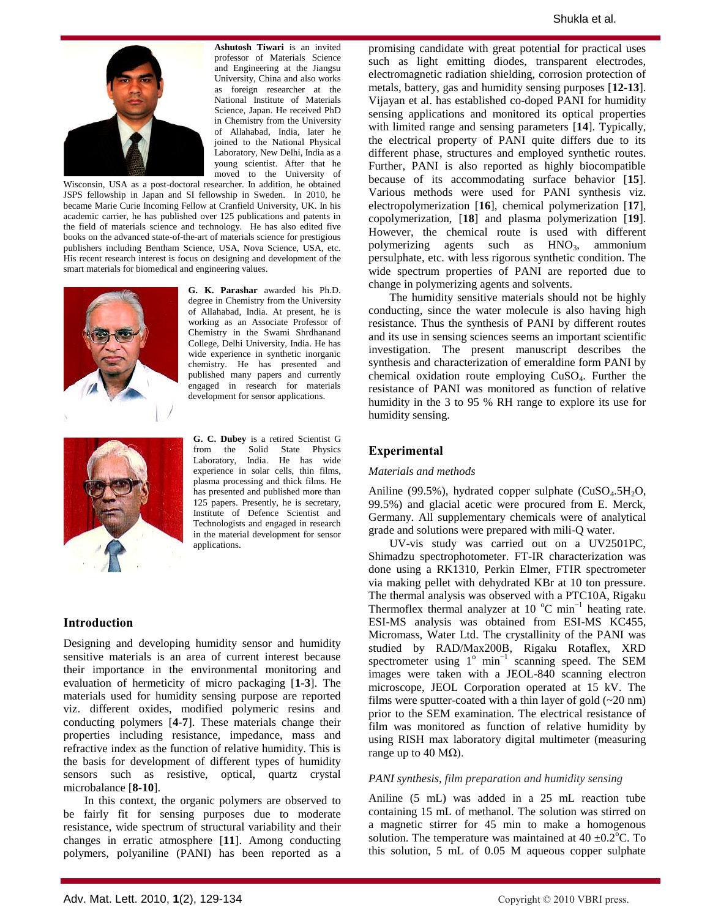**Ashutosh Tiwari** is an invited professor of Materials Science and Engineering at the Jiangsu University, China and also works as foreign researcher at the National Institute of Materials Science, Japan. He received PhD in Chemistry from the University of Allahabad, India, later he joined to the National Physical Laboratory, New Delhi, India as a young scientist. After that he moved to the University of Wisconsin, USA as a post-doctoral researcher. In addition, he obtained JSPS fellowship in Japan and SI fellowship in Sweden. In 2010, he became Marie Curie Incoming Fellow at Cranfield University, UK. In his academic carrier, he has published over 125 publications and patents in the field of materials science and technology. He has also edited five books on the advanced state-of-the-art of materials science for prestigious publishers including Bentham Science, USA, Nova Science, USA, etc. His recent research interest is focus on designing and development of the smart materials for biomedical and engineering values.

**G. K. Parashar** awarded his Ph.D. degree in Chemistry from the University of Allahabad, India. At present, he is working as an Associate Professor of Chemistry in the Swami Shrdhanand College, Delhi University, India. He has wide experience in synthetic inorganic chemistry. He has presented and published many papers and currently engaged in research for materials development for sensor applications.

**G. C. Dubey** is a retired Scientist G from the Solid State Physics Laboratory, India. He has wide experience in solar cells, thin films, plasma processing and thick films. He has presented and published more than 125 papers. Presently, he is secretary, Institute of Defence Scientist and Technologists and engaged in research in the material development for sensor applications.

## Introduction

Designing and developing humidity sensor and humidity sensitive materials is an area of current interest because their importance in the environmental monitoring and evaluation of hermeticity of micro packaging [**1-3**]. The materials used for humidity sensing purpose are reported viz. different oxides, modified polymeric resins and conducting polymers [**4-7**]. These materials change their properties including resistance, impedance, mass and refractive index as the function of relative humidity. This is the basis for development of different types of humidity sensors such as resistive, optical, quartz crystal microbalance [**8-10**].

In this context, the organic polymers are observed to be fairly fit for sensing purposes due to moderate resistance, wide spectrum of structural variability and their changes in erratic atmosphere [**11**]. Among conducting polymers, polyaniline (PANI) has been reported as a promising candidate with great potential for practical uses such as light emitting diodes, transparent electrodes, electromagnetic radiation shielding, corrosion protection of metals, battery, gas and humidity sensing purposes [**12-13**]. Vijayan et al. has established co-doped PANI for humidity sensing applications and monitored its optical properties with limited range and sensing parameters [**14**]. Typically, the electrical property of PANI quite differs due to its different phase, structures and employed synthetic routes. Further, PANI is also reported as highly biocompatible because of its accommodating surface behavior [**15**]. Various methods were used for PANI synthesis viz. electropolymerization [**16**], chemical polymerization [**17**], copolymerization, [**18**] and plasma polymerization [**19**]. However, the chemical route is used with different polymerizing agents such as $HNO_3$, ammonium persulphate, etc. with less rigorous synthetic condition. The wide spectrum properties of PANI are reported due to change in polymerizing agents and solvents.

The humidity sensitive materials should not be highly conducting, since the water molecule is also having high resistance. Thus the synthesis of PANI by different routes and its use in sensing sciences seems an important scientific investigation. The present manuscript describes the synthesis and characterization of emeraldine form PANI by chemical oxidation route employing $CuSO_4$. Further the resistance of PANI was monitored as function of relative humidity in the 3 to 95 % RH range to explore its use for humidity sensing.

## Experimental

### *Materials and methods*

Aniline (99.5%), hydrated copper sulphate ($CuSO_4.5H_2O$, 99.5%) and glacial acetic were procured from E. Merck, Germany. All supplementary chemicals were of analytical grade and solutions were prepared with mili-Q water.

UV-vis study was carried out on a UV2501PC, Shimadzu spectrophotometer. FT-IR characterization was done using a RK1310, Perkin Elmer, FTIR spectrometer via making pellet with dehydrated KBr at 10 ton pressure. The thermal analysis was observed with a PTC10A, Rigaku Thermoflex thermal analyzer at 10 $^{o}$C min$^{-1}$ heating rate. ESI-MS analysis was obtained from ESI-MS KC455, Micromass, Water Ltd. The crystallinity of the PANI was studied by RAD/Max200B, Rigaku Rotaflex, XRD spectrometer using 1$^{o}$ min$^{-1}$ scanning speed. The SEM images were taken with a JEOL-840 scanning electron microscope, JEOL Corporation operated at 15 kV. The films were sputter-coated with a thin layer of gold (~20 nm) prior to the SEM examination. The electrical resistance of film was monitored as function of relative humidity by using RISH max laboratory digital multimeter (measuring range up to 40 MΩ).

### *PANI synthesis, film preparation and humidity sensing*

Aniline (5 mL) was added in a 25 mL reaction tube containing 15 mL of methanol. The solution was stirred on a magnetic stirrer for 45 min to make a homogenous solution. The temperature was maintained at 40 ±0.2$^{o}$C. To this solution, 5 mL of 0.05 M aqueous copper sulphate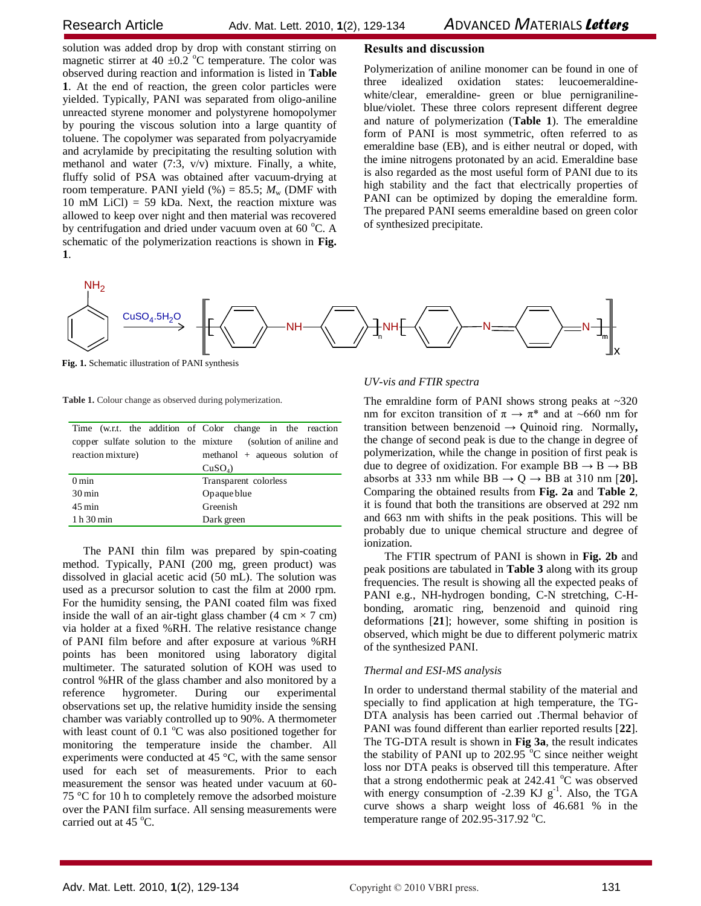solution was added drop by drop with constant stirring on magnetic stirrer at 40 ±0.2 °C temperature. The color was observed during reaction and information is listed in **Table 1**. At the end of reaction, the green color particles were yielded. Typically, PANI was separated from oligo-aniline unreacted styrene monomer and polystyrene homopolymer by pouring the viscous solution into a large quantity of toluene. The copolymer was separated from polyacryamide and acrylamide by precipitating the resulting solution with methanol and water (7:3, v/v) mixture. Finally, a white, fluffy solid of PSA was obtained after vacuum-drying at room temperature. PANI yield (%) = 85.5; $M_w$ (DMF with 10 mM LiCl) = 59 kDa. Next, the reaction mixture was allowed to keep over night and then material was recovered by centrifugation and dried under vacuum oven at 60 °C. A schematic of the polymerization reactions is shown in **Fig. 1**.

**Fig. 1.** Schematic illustration of PANI synthesis

**Table 1.** Colour change as observed during polymerization.

| Time (w.r.t. the addition of copper sulfate solution to the reaction mixture) | Color change in the reaction mixture (solution of aniline and methanol + aqueous solution of $CuSO_4$) |
|---|---|
| 0 min | Transparent colorless |
| 30 min | Opaque blue |
| 45 min | Greenish |
| 1 h 30 min | Dark green |

The PANI thin film was prepared by spin-coating method. Typically, PANI (200 mg, green product) was dissolved in glacial acetic acid (50 mL). The solution was used as a precursor solution to cast the film at 2000 rpm. For the humidity sensing, the PANI coated film was fixed inside the wall of an air-tight glass chamber (4 cm × 7 cm) via holder at a fixed %RH. The relative resistance change of PANI film before and after exposure at various %RH points has been monitored using laboratory digital multimeter. The saturated solution of KOH was used to control %HR of the glass chamber and also monitored by a reference hygrometer. During our experimental observations set up, the relative humidity inside the sensing chamber was variably controlled up to 90%. A thermometer with least count of 0.1 °C was also positioned together for monitoring the temperature inside the chamber. All experiments were conducted at 45 °C, with the same sensor used for each set of measurements. Prior to each measurement the sensor was heated under vacuum at 60-75 °C for 10 h to completely remove the adsorbed moisture over the PANI film surface. All sensing measurements were carried out at 45 °C.

## Results and discussion

Polymerization of aniline monomer can be found in one of three idealized oxidation states: leucoemeraldine-white/clear, emeraldine- green or blue pernigraniline-blue/violet. These three colors represent different degree and nature of polymerization (**Table 1**). The emeraldine form of PANI is most symmetric, often referred to as emeraldine base (EB), and is either neutral or doped, with the imine nitrogens protonated by an acid. Emeraldine base is also regarded as the most useful form of PANI due to its high stability and the fact that electrically properties of PANI can be optimized by doping the emeraldine form. The prepared PANI seems emeraldine based on green color of synthesized precipitate.

### *UV-vis and FTIR spectra*

The emraldine form of PANI shows strong peaks at ~320 nm for exciton transition of $\pi \rightarrow \pi^*$ and at ~660 nm for transition between benzenoid → Quinoid ring. Normally**,** the change of second peak is due to the change in degree of polymerization, while the change in position of first peak is due to degree of oxidization. For example BB → B → BB absorbs at 333 nm while BB → Q → BB at 310 nm [**20**]**.** Comparing the obtained results from **Fig. 2a** and **Table 2**, it is found that both the transitions are observed at 292 nm and 663 nm with shifts in the peak positions. This will be probably due to unique chemical structure and degree of ionization.

The FTIR spectrum of PANI is shown in **Fig. 2b** and peak positions are tabulated in **Table 3** along with its group frequencies. The result is showing all the expected peaks of PANI e.g., NH-hydrogen bonding, C-N stretching, C-H-bonding, aromatic ring, benzenoid and quinoid ring deformations [**21**]; however, some shifting in position is observed, which might be due to different polymeric matrix of the synthesized PANI.

### *Thermal and ESI-MS analysis*

In order to understand thermal stability of the material and specially to find application at high temperature, the TG-DTA analysis has been carried out .Thermal behavior of PANI was found different than earlier reported results [**22**]. The TG-DTA result is shown in **Fig 3a**, the result indicates the stability of PANI up to 202.95 °C since neither weight loss nor DTA peaks is observed till this temperature. After that a strong endothermic peak at 242.41 °C was observed with energy consumption of -2.39 KJ $g^{-1}$. Also, the TGA curve shows a sharp weight loss of 46.681 % in the temperature range of 202.95-317.92 °C.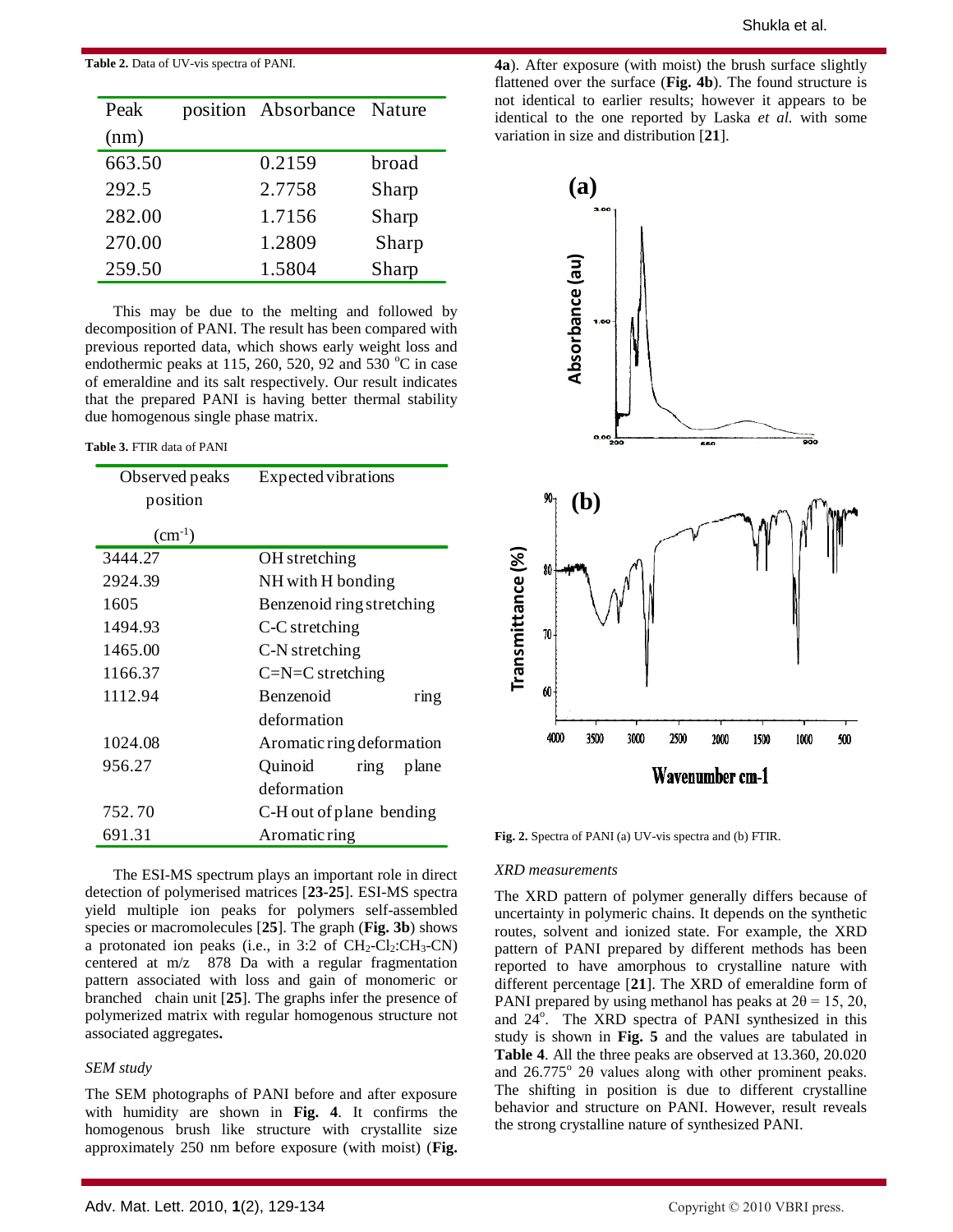**Table 2.** Data of UV-vis spectra of PANI.

| Peak position (nm) | Absorbance | Nature |
|---|---|---|
| 663.50 | 0.2159 | broad |
| 292.5 | 2.7758 | Sharp |
| 282.00 | 1.7156 | Sharp |
| 270.00 | 1.2809 | Sharp |
| 259.50 | 1.5804 | Sharp |

This may be due to the melting and followed by decomposition of PANI. The result has been compared with previous reported data, which shows early weight loss and endothermic peaks at 115, 260, 520, 92 and 530 °C in case of emeraldine and its salt respectively. Our result indicates that the prepared PANI is having better thermal stability due homogenous single phase matrix.

**Table 3.** FTIR data of PANI

| Observed peaks position ($cm^{-1}$) | Expected vibrations |
|---|---|
| 3444.27 | OH stretching |
| 2924.39 | NH with H bonding |
| 1605 | Benzenoid ring stretching |
| 1494.93 | C-C stretching |
| 1465.00 | C-N stretching |
| 1166.37 | C=N=C stretching |
| 1112.94 | Benzenoid ring deformation |
| 1024.08 | Aromatic ring deformation |
| 956.27 | Quinoid ring plane deformation |
| 752.70 | C-H out of plane bending |
| 691.31 | Aromatic ring |

The ESI-MS spectrum plays an important role in direct detection of polymerised matrices [**23-25**]. ESI-MS spectra yield multiple ion peaks for polymers self-assembled species or macromolecules [**25**]. The graph (**Fig. 3b**) shows a protonated ion peaks (i.e., in 3:2 of $CH_2$-$Cl_2$:$CH_3$-CN) centered at m/z 878 Da with a regular fragmentation pattern associated with loss and gain of monomeric or branched chain unit [**25**]. The graphs infer the presence of polymerized matrix with regular homogenous structure not associated aggregates**.**

*SEM study*

The SEM photographs of PANI before and after exposure with humidity are shown in **Fig. 4**. It confirms the homogenous brush like structure with crystallite size approximately 250 nm before exposure (with moist) (**Fig. 4a**). After exposure (with moist) the brush surface slightly flattened over the surface (**Fig. 4b**). The found structure is not identical to earlier results; however it appears to be identical to the one reported by Laska *et al.* with some variation in size and distribution [**21**].

**Fig. 2.** Spectra of PANI (a) UV-vis spectra and (b) FTIR.

*XRD measurements*

The XRD pattern of polymer generally differs because of uncertainty in polymeric chains. It depends on the synthetic routes, solvent and ionized state. For example, the XRD pattern of PANI prepared by different methods has been reported to have amorphous to crystalline nature with different percentage [**21**]. The XRD of emeraldine form of PANI prepared by using methanol has peaks at $2\theta = 15$, 20, and 24°. The XRD spectra of PANI synthesized in this study is shown in **Fig. 5** and the values are tabulated in **Table 4**. All the three peaks are observed at 13.360, 20.020 and 26.775° 2θ values along with other prominent peaks. The shifting in position is due to different crystalline behavior and structure on PANI. However, result reveals the strong crystalline nature of synthesized PANI.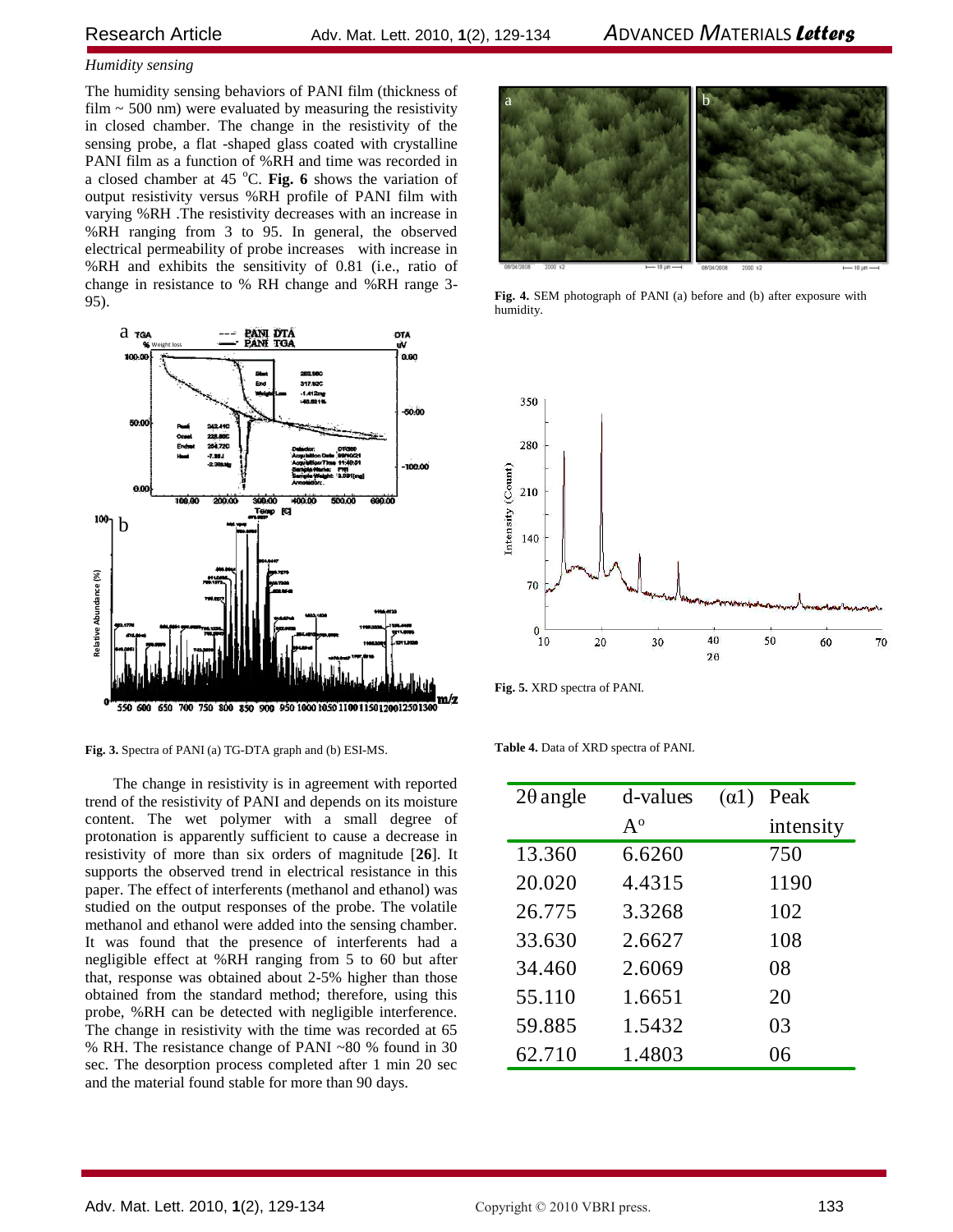*Humidity sensing*

The humidity sensing behaviors of PANI film (thickness of film ~ 500 nm) were evaluated by measuring the resistivity in closed chamber. The change in the resistivity of the sensing probe, a flat -shaped glass coated with crystalline PANI film as a function of %RH and time was recorded in a closed chamber at 45 $^{o}$C. **Fig. 6** shows the variation of output resistivity versus %RH profile of PANI film with varying %RH .The resistivity decreases with an increase in %RH ranging from 3 to 95. In general, the observed electrical permeability of probe increases with increase in %RH and exhibits the sensitivity of 0.81 (i.e., ratio of change in resistance to % RH change and %RH range 3-95).

**Fig. 3.** Spectra of PANI (a) TG-DTA graph and (b) ESI-MS.

The change in resistivity is in agreement with reported trend of the resistivity of PANI and depends on its moisture content. The wet polymer with a small degree of protonation is apparently sufficient to cause a decrease in resistivity of more than six orders of magnitude [**26**]. It supports the observed trend in electrical resistance in this paper. The effect of interferents (methanol and ethanol) was studied on the output responses of the probe. The volatile methanol and ethanol were added into the sensing chamber. It was found that the presence of interferents had a negligible effect at %RH ranging from 5 to 60 but after that, response was obtained about 2-5% higher than those obtained from the standard method; therefore, using this probe, %RH can be detected with negligible interference. The change in resistivity with the time was recorded at 65 % RH. The resistance change of PANI ~80 % found in 30 sec. The desorption process completed after 1 min 20 sec and the material found stable for more than 90 days.

**Fig. 4.** SEM photograph of PANI (a) before and (b) after exposure with humidity.

**Fig. 5.** XRD spectra of PANI.

**Table 4.** Data of XRD spectra of PANI.

| 2θ angle | d-values (α1) A$^{o}$ | Peak intensity |
|---|---|---|
| 13.360 | 6.6260 | 750 |
| 20.020 | 4.4315 | 1190 |
| 26.775 | 3.3268 | 102 |
| 33.630 | 2.6627 | 108 |
| 34.460 | 2.6069 | 08 |
| 55.110 | 1.6651 | 20 |
| 59.885 | 1.5432 | 03 |
| 62.710 | 1.4803 | 06 |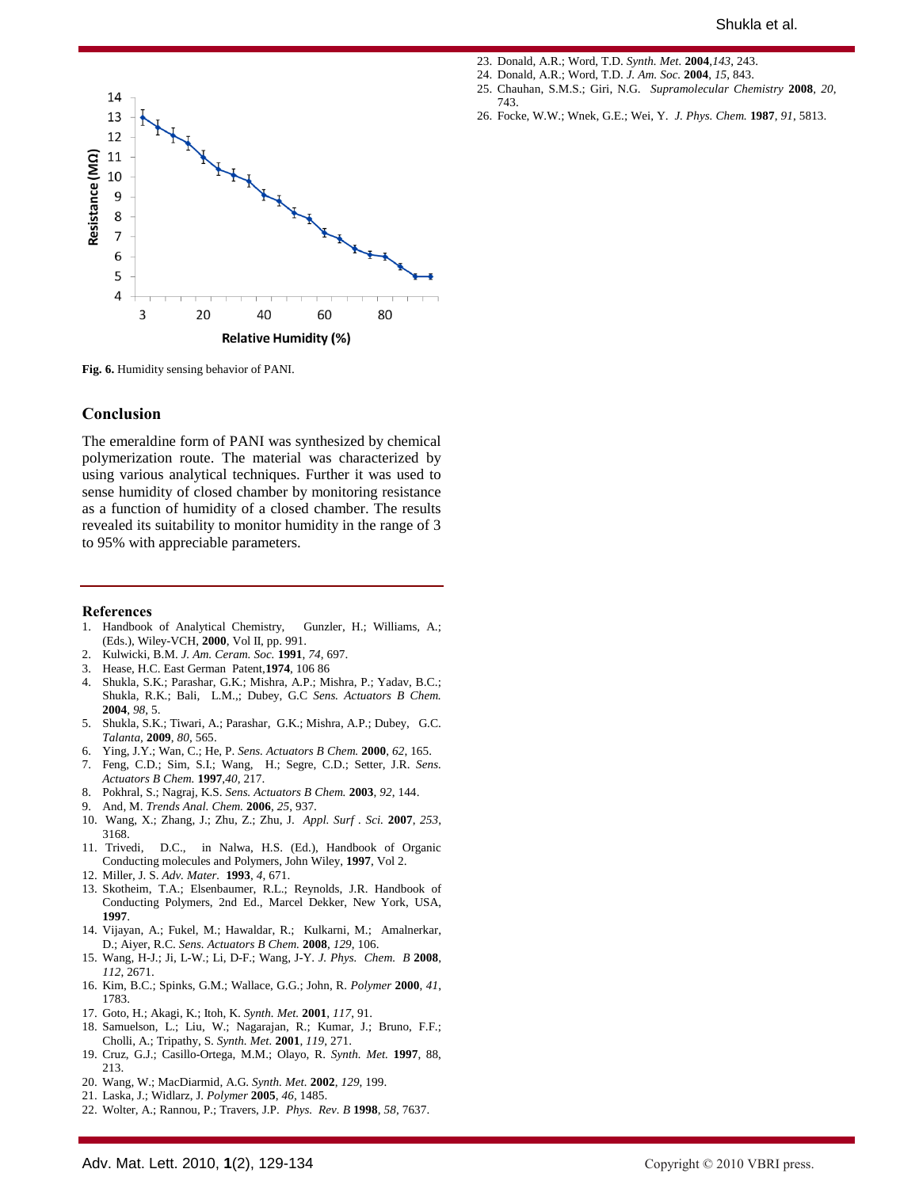14
13
12
11
10
9
8
7
6
5
4

Resistance (MΩ)

3 20 40 60 80

Relative Humidity (%)

**Fig. 6.** Humidity sensing behavior of PANI.

## Conclusion

The emeraldine form of PANI was synthesized by chemical polymerization route. The material was characterized by using various analytical techniques. Further it was used to sense humidity of closed chamber by monitoring resistance as a function of humidity of a closed chamber. The results revealed its suitability to monitor humidity in the range of 3 to 95% with appreciable parameters.

## References

1. Handbook of Analytical Chemistry, Gunzler, H.; Williams, A.; (Eds.), Wiley-VCH, **2000**, Vol II, pp. 991.
2. Kulwicki, B.M. *J. Am. Ceram. Soc.* **1991**, *74*, 697.
3. Hease, H.C. East German Patent,**1974**, 106 86
4. Shukla, S.K.; Parashar, G.K.; Mishra, A.P.; Mishra, P.; Yadav, B.C.; Shukla, R.K.; Bali, L.M.,; Dubey, G.C *Sens. Actuators B Chem.* **2004**, *98*, 5.
5. Shukla, S.K.; Tiwari, A.; Parashar, G.K.; Mishra, A.P.; Dubey, G.C. *Talanta*, **2009**, *80*, 565.
6. Ying, J.Y.; Wan, C.; He, P. *Sens. Actuators B Chem.* **2000**, *62*, 165.
7. Feng, C.D.; Sim, S.I.; Wang, H.; Segre, C.D.; Setter, J.R. *Sens. Actuators B Chem.* **1997**,*40*, 217.
8. Pokhral, S.; Nagraj, K.S. *Sens. Actuators B Chem.* **2003**, *92*, 144.
9. And, M. *Trends Anal. Chem.* **2006**, *25*, 937.
10. Wang, X.; Zhang, J.; Zhu, Z.; Zhu, J. *Appl. Surf . Sci.* **2007**, *253*, 3168.
11. Trivedi, D.C., in Nalwa, H.S. (Ed.), Handbook of Organic Conducting molecules and Polymers, John Wiley, **1997**, Vol 2.
12. Miller, J. S. *Adv. Mater.* **1993**, *4*, 671.
13. Skotheim, T.A.; Elsenbaumer, R.L.; Reynolds, J.R. Handbook of Conducting Polymers, 2nd Ed., Marcel Dekker, New York, USA, **1997**.
14. Vijayan, A.; Fukel, M.; Hawaldar, R.; Kulkarni, M.; Amalnerkar, D.; Aiyer, R.C. *Sens. Actuators B Chem.* **2008**, *129*, 106.
15. Wang, H-J.; Ji, L-W.; Li, D-F.; Wang, J-Y. *J. Phys. Chem. B* **2008**, *112*, 2671.
16. Kim, B.C.; Spinks, G.M.; Wallace, G.G.; John, R. *Polymer* **2000**, *41*, 1783.
17. Goto, H.; Akagi, K.; Itoh, K. *Synth. Met.* **2001**, *117*, 91.
18. Samuelson, L.; Liu, W.; Nagarajan, R.; Kumar, J.; Bruno, F.F.; Cholli, A.; Tripathy, S. *Synth. Met.* **2001**, *119*, 271.
19. Cruz, G.J.; Casillo-Ortega, M.M.; Olayo, R. *Synth. Met.* **1997**, 88, 213.
20. Wang, W.; MacDiarmid, A.G. *Synth. Met.* **2002**, *129*, 199.
21. Laska, J.; Widlarz, J. *Polymer* **2005**, *46*, 1485.
22. Wolter, A.; Rannou, P.; Travers, J.P. *Phys. Rev. B* **1998**, *58*, 7637.
23. Donald, A.R.; Word, T.D. *Synth. Met.* **2004**,*143*, 243.
24. Donald, A.R.; Word, T.D. *J. Am. Soc.* **2004**, *15*, 843.
25. Chauhan, S.M.S.; Giri, N.G. *Supramolecular Chemistry* **2008**, *20*, 743.
26. Focke, W.W.; Wnek, G.E.; Wei, Y. *J. Phys. Chem.* **1987**, *91*, 5813.